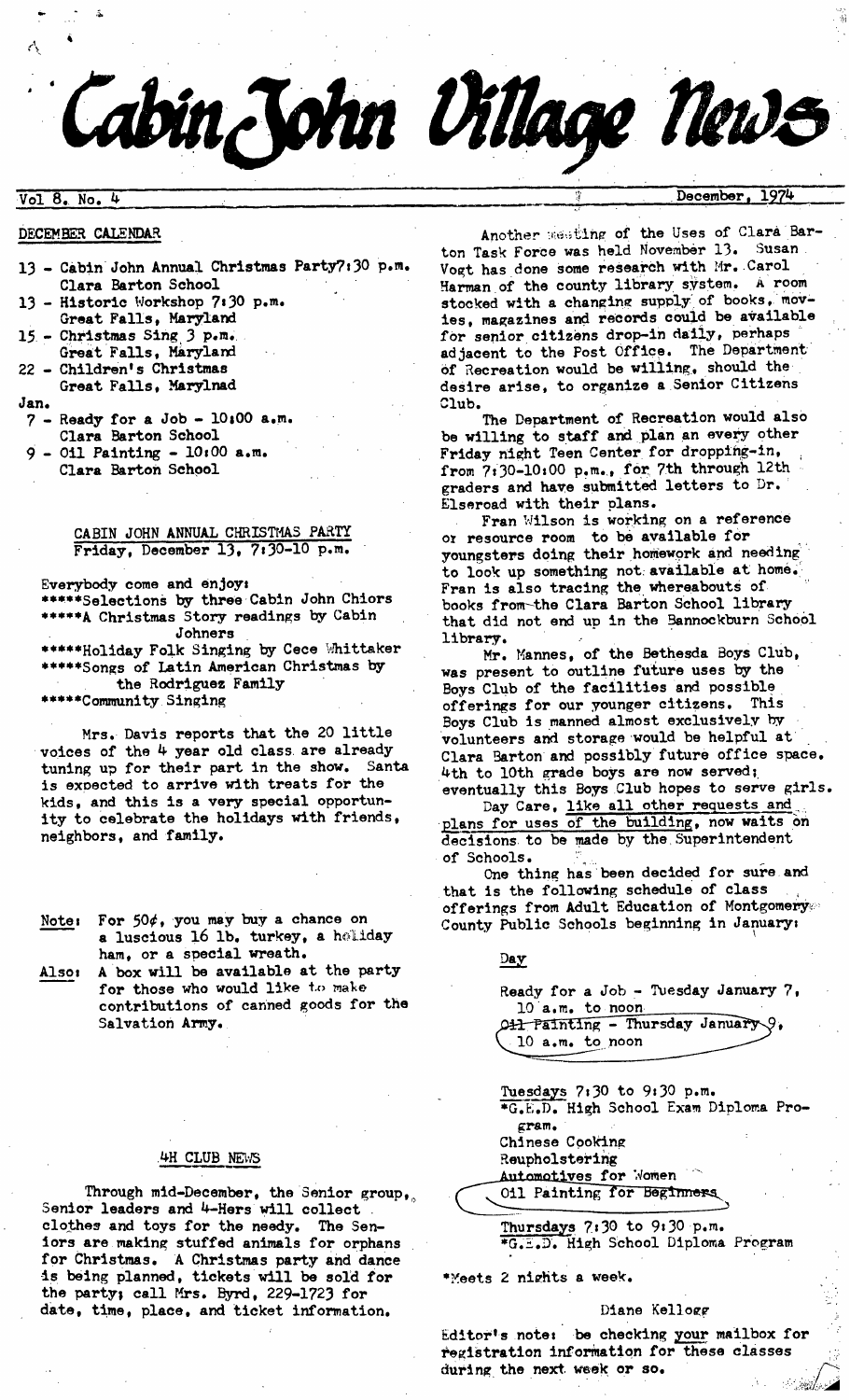# Cabin John Village News

Vol 8, No. 4 — December, 1974

## DECEMBER CALENDAR

13 - Cabin John Annual Christmas Party 7:30 p.m. Clara Barton School
13 - Historic Workshop 7:30 p.m. Great Falls, Maryland
15 - Christmas Sing 3 p.m. Great Falls, Maryland
22 - Children's Christmas Great Falls, Marylnad

Jan.
7 - Ready for a Job - 10:00 a.m. Clara Barton School
9 - Oil Painting - 10:00 a.m. Clara Barton School

## CABIN JOHN ANNUAL CHRISTMAS PARTY
Friday, December 13, 7:30-10 p.m.

Everybody come and enjoy:
*****Selections by three Cabin John Chiors
*****A Christmas Story readings by Cabin Johners
*****Holiday Folk Singing by Cece Whittaker
*****Songs of Latin American Christmas by the Rodriguez Family
*****Community Singing

Mrs. Davis reports that the 20 little voices of the 4 year old class are already tuning up for their part in the show. Santa is expected to arrive with treats for the kids, and this is a very special opportunity to celebrate the holidays with friends, neighbors, and family.

Note: For 50¢, you may buy a chance on a luscious 16 lb. turkey, a holiday ham, or a special wreath.
Also: A box will be available at the party for those who would like to make contributions of canned goods for the Salvation Army.

## 4H CLUB NEWS

Through mid-December, the Senior group, Senior leaders and 4-Hers will collect clothes and toys for the needy. The Seniors are making stuffed animals for orphans for Christmas. A Christmas party and dance is being planned, tickets will be sold for the party; call Mrs. Byrd, 229-1723 for date, time, place, and ticket information.

Another meeting of the Uses of Clara Barton Task Force was held November 13. Susan Vogt has done some research with Mr. Carol Harman of the county library system. A room stocked with a changing supply of books, movies, magazines and records could be available for senior citizens drop-in daily, perhaps adjacent to the Post Office. The Department of Recreation would be willing, should the desire arise, to organize a Senior Citizens Club.

The Department of Recreation would also be willing to staff and plan an every other Friday night Teen Center for dropping-in, from 7:30-10:00 p.m., for 7th through 12th graders and have submitted letters to Dr. Elseroad with their plans.

Fran Wilson is working on a reference or resource room to be available for youngsters doing their homework and needing to look up something not available at home. Fran is also tracing the whereabouts of books from the Clara Barton School library that did not end up in the Bannockburn School library.

Mr. Mannes, of the Bethesda Boys Club, was present to outline future uses by the Boys Club of the facilities and possible offerings for our younger citizens. This Boys Club is manned almost exclusively by volunteers and storage would be helpful at Clara Barton and possibly future office space. 4th to 10th grade boys are now served; eventually this Boys Club hopes to serve girls.

Day Care, like all other requests and plans for uses of the building, now waits on decisions to be made by the Superintendent of Schools.

One thing has been decided for sure and that is the following schedule of class offerings from Adult Education of Montgomery County Public Schools beginning in January:

Day

Ready for a Job - Tuesday January 7, 10 a.m. to noon
Oil Painting - Thursday January 9, 10 a.m. to noon

Tuesdays 7:30 to 9:30 p.m.
*G.E.D. High School Exam Diploma Program.
Chinese Cooking
Reupholstering
Automotives for Women
Oil Painting for Beginners

Thursdays 7:30 to 9:30 p.m.
*G.E.D. High School Diploma Program

*Meets 2 nights a week.

Diane Kellogg

Editor's note: be checking your mailbox for registration information for these classes during the next week or so.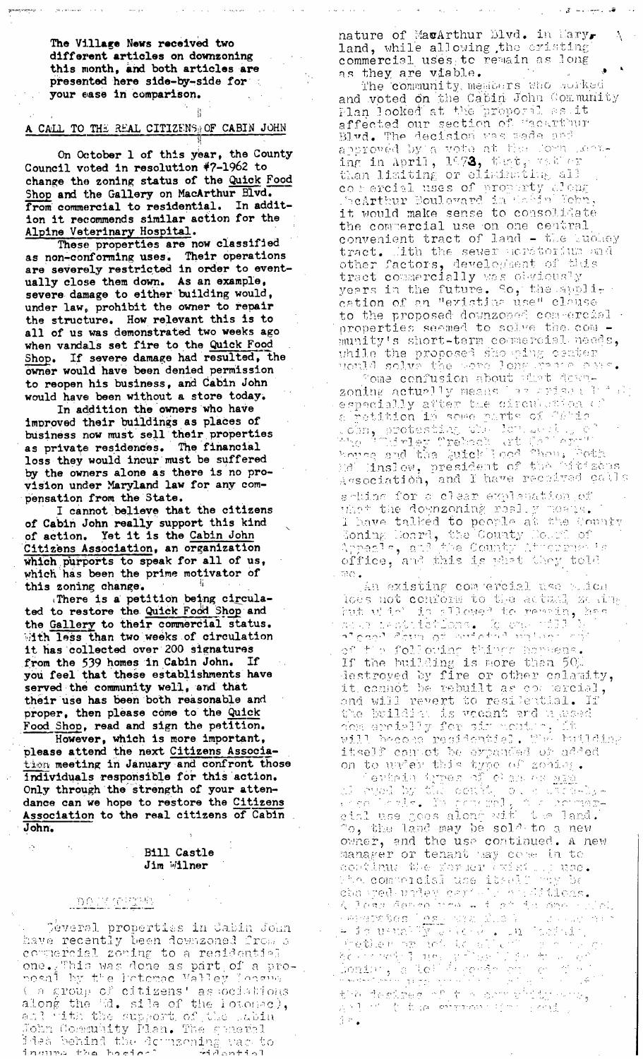**The Village News received two different articles on downzoning this month, and both articles are presented here side-by-side for your ease in comparison.**

## A CALL TO THE REAL CITIZENS OF CABIN JOHN

On October 1 of this year, the County Council voted in resolution #7-1962 to change the zoning status of the Quick Food Shop and the Gallery on MacArthur Blvd. from commercial to residential. In addition it recommends similar action for the Alpine Veterinary Hospital.

These properties are now classified as non-conforming uses. Their operations are severely restricted in order to eventually close them down. As an example, severe damage to either building would, under law, prohibit the owner to repair the structure. How relevant this is to all of us was demonstrated two weeks ago when vandals set fire to the Quick Food Shop. If severe damage had resulted, the owner would have been denied permission to reopen his business, and Cabin John would have been without a store today.

In addition the owners who have improved their buildings as places of business now must sell their properties as private residences. The financial loss they would incur must be suffered by the owners alone as there is no provision under Maryland law for any compensation from the State.

I cannot believe that the citizens of Cabin John really support this kind of action. Yet it is the Cabin John Citizens Association, an organization which purports to speak for all of us, which has been the prime motivator of this zoning change.

There is a petition being circulated to restore the Quick Food Shop and the Gallery to their commercial status. With less than two weeks of circulation it has collected over 200 signatures from the 539 homes in Cabin John. If you feel that these establishments have served the community well, and that their use has been both reasonable and proper, then please come to the Quick Food Shop, read and sign the petition.

However, which is more important, please attend the next Citizens Association meeting in January and confront those individuals responsible for this action. Only through the strength of your attendance can we hope to restore the Citizens Association to the real citizens of Cabin John.

Bill Castle
Jim Wilner

## DOWNZONING

Several properties in Cabin John have recently been downzoned from a commercial zoning to a residential one. This was done as part of a proposal by the Potomac Valley League (a group of citizens' associations along the Md. side of the Potomac), and with the support of the Cabin John Community Plan. The general idea behind the downzoning was to insure the basic residential nature of MacArthur Blvd. in Maryland, while allowing the existing commercial uses to remain as long as they are viable.

The community members who worked and voted on the Cabin John Community Plan looked at the proposal as it affected our section of MacArthur Blvd. The decision was made and approved by a vote at the Town Meeting in April, 1973, that, rather than limiting or eliminating all commercial uses of property along MacArthur Boulevard in Cabin John, it would make sense to consolidate the commercial use on one central convenient tract of land - the Tuohey tract. With the sewer moratorium and other factors, development of this tract commercially was obviously years in the future. So, the application of an "existing use" clause to the proposed downzoned commercial properties seemed to solve the community's short-term commercial needs, while the proposed shopping center would solve the more long-range ones.

Some confusion about what downzoning actually means has arisen, especially after the circulation of a petition in some parts of Cabin John, protesting the downzoning of the Shirley Trebach Art Gallery house and the Quick Food Shop. Both Ed Winslow, president of the Citizens Association, and I have received calls asking for a clear explanation of what the downzoning really means. I have talked to people at the County Zoning Board, the County Board of Appeals, and the County Attorney's office, and this is what they told me.

An existing commercial use which does not conform to the actual zoning but which is allowed to remain, has some restrictions. It can still be closed down or converted unless any of the following things happens. If the building is more than 50% destroyed by fire or other calamity, it cannot be rebuilt as commercial, and will revert to residential. If the building is vacant and unused commercially for six months, it will become residential. The building itself cannot be expanded or added on to under this type of zoning.

Certain types of change are allowed by the county on a case-by-case basis. In general, the commercial use goes along with the land. So, the land may be sold to a new owner, and the use continued. A new manager or tenant may come in to continue the former existing use. The commercial use itself may be changed under certain conditions. A less dense use ... is usually ... In deciding whether or not to allow ... Zoning, a lot depends on ... the desires of the community, ... the current ... is.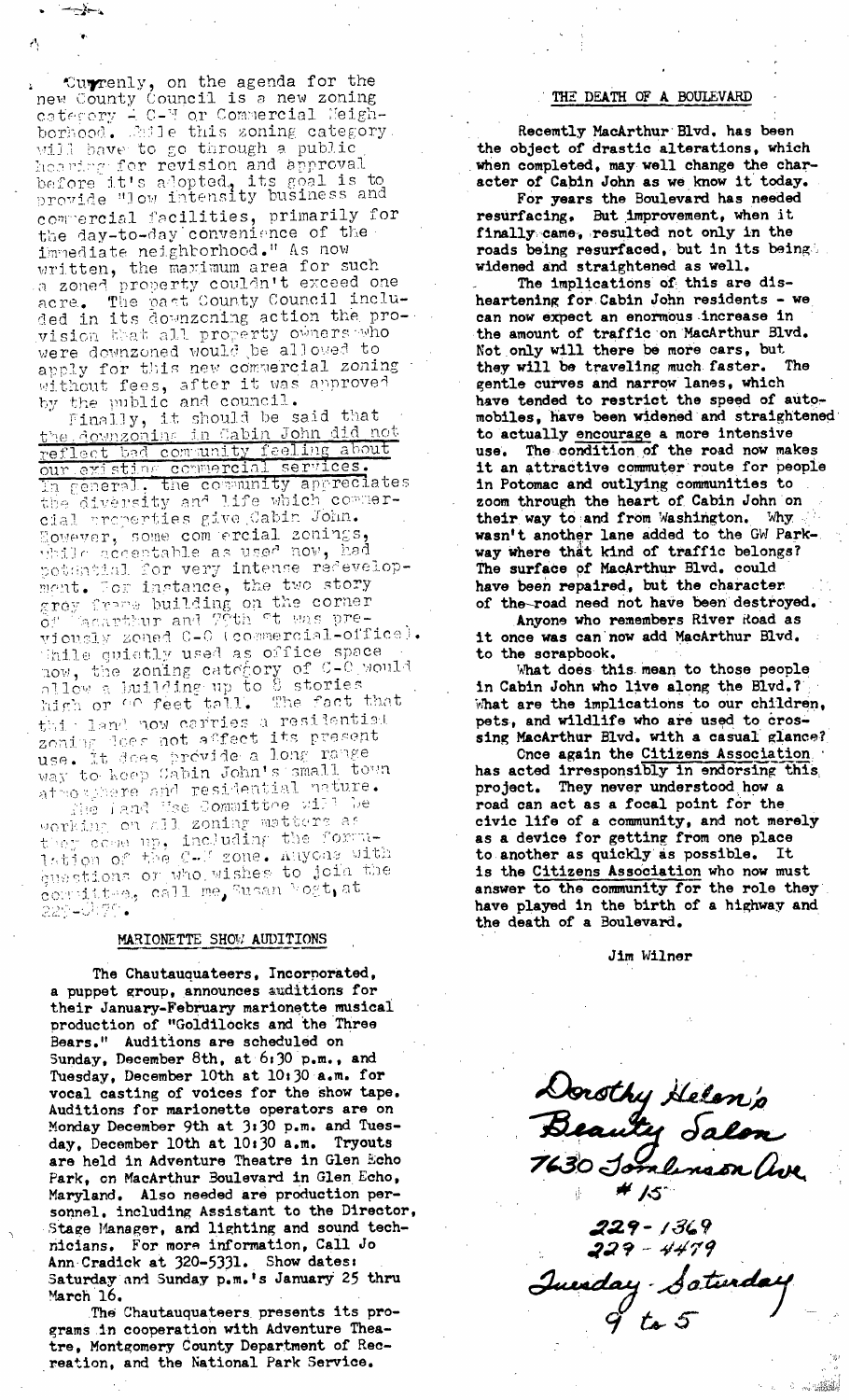Currenly, on the agenda for the new County Council is a new zoning category - C-N or Commercial Neighborhood. While this zoning category will have to go through a public hearing for revision and approval before it's adopted, its goal is to provide "low intensity business and commercial facilities, primarily for the day-to-day convenience of the immediate neighborhood." As now written, the maximum area for such a zoned property couldn't exceed one acre. The past County Council included in its downzoning action the provision that all property owners who were downzoned would be allowed to apply for this new commercial zoning without fees, after it was approved by the public and council.

Finally, it should be said that <u>the downzoning in Cabin John did not reflect bad community feeling about our existing commercial services.</u> In general, the community appreciates the diversity and life which commercial properties give Cabin John. However, some commercial zonings, while acceptable as used now, had potential for very intense redevelopment. For instance, the two story grey frame building on the corner of MacArthur and 79th St was previously zoned C-O (commercial-office). While quietly used as office space now, the zoning category of C-O would allow a building up to 8 stories high or 60 feet tall. The fact that this land now carries a residential zoning does not affect its present use. It does provide a long range way to keep Cabin John's small town atmosphere and residential nature.

The Land Use Committee will be working on all zoning matters as they come up, including the formulation of the C-N zone. Anyone with questions or who wishes to join the committee, call me, Susan Vogt, at 229-0170.

## MARIONETTE SHOW AUDITIONS

The Chautauquateers, Incorporated, a puppet group, announces auditions for their January-February marionette musical production of "Goldilocks and the Three Bears." Auditions are scheduled on Sunday, December 8th, at 6:30 p.m., and Tuesday, December 10th at 10:30 a.m. for vocal casting of voices for the show tape. Auditions for marionette operators are on Monday December 9th at 3:30 p.m. and Tuesday, December 10th at 10:30 a.m. Tryouts are held in Adventure Theatre in Glen Echo Park, on MacArthur Boulevard in Glen Echo, Maryland. Also needed are production personnel, including Assistant to the Director, Stage Manager, and lighting and sound technicians. For more information, Call Jo Ann Cradick at 320-5331. Show dates: Saturday and Sunday p.m.'s January 25 thru March 16.

The Chautauquateers presents its programs in cooperation with Adventure Theatre, Montgomery County Department of Recreation, and the National Park Service.

## THE DEATH OF A BOULEVARD

Recemtly MacArthur Blvd. has been the object of drastic alterations, which when completed, may well change the character of Cabin John as we know it today.

For years the Boulevard has needed resurfacing. But improvement, when it finally came, resulted not only in the roads being resurfaced, but in its being widened and straightened as well.

The implications of this are disheartening for Cabin John residents - we can now expect an enormous increase in the amount of traffic on MacArthur Blvd. Not only will there be more cars, but they will be traveling much faster. The gentle curves and narrow lanes, which have tended to restrict the speed of automobiles, have been widened and straightened to actually <u>encourage</u> a more intensive use. The condition of the road now makes it an attractive commuter route for people in Potomac and outlying communities to zoom through the heart of Cabin John on their way to and from Washington. Why wasn't another lane added to the GW Parkway where that kind of traffic belongs? The surface of MacArthur Blvd. could have been repaired, but the character of the road need not have been destroyed.

Anyone who remembers River Road as it once was can now add MacArthur Blvd. to the scrapbook.

What does this mean to those people in Cabin John who live along the Blvd.? What are the implications to our children, pets, and wildlife who are used to crossing MacArthur Blvd. with a casual glance?

Once again the <u>Citizens Association</u> has acted irresponsibly in endorsing this project. They never understood how a road can act as a focal point for the civic life of a community, and not merely as a device for getting from one place to another as quickly as possible. It is the <u>Citizens Association</u> who now must answer to the community for the role they have played in the birth of a highway and the death of a Boulevard.

Jim Wilner

Dorothy Helen's
Beauty Salon
7630 Tomlinson Ave
#15

229-1369
229-4479
Tuesday-Saturday
9 to 5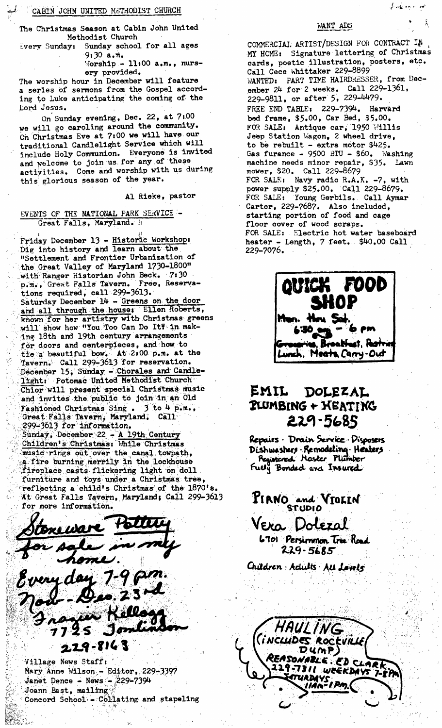## CABIN JOHN UNITED METHODIST CHURCH

The Christmas Season at Cabin John United Methodist Church

Every Sunday: Sunday school for all ages 9:30 a.m.
Worship - 11:00 a.m., nursery provided.

The worship hour in December will feature a series of sermons from the Gospel according to Luke anticipating the coming of the Lord Jesus.

On Sunday evening, Dec. 22, at 7:00 we will go caroling around the community. On Christmas Eve at 7:00 we will have our traditional Candlelight Service which will include Holy Communion. Everyone is invited and welcome to join us for any of these activities. Come and worship with us during this glorious season of the year.

Al Rieke, pastor

## EVENTS OF THE NATIONAL PARK SERVICE - Great Falls, Maryland.

Friday December 13 - Historic Workshop: Dig into history and learn about the "Settlement and Frontier Urbanization of the Great Valley of Maryland 1730-1800" with Ranger Historian John Beck. 7:30 p.m., Great Falls Tavern. Free, Reservations required, call 299-3613.

Saturday December 14 - Greens on the door and all through the house: Ellen Roberts, known for her artistry with Christmas greens will show how "You Too Can Do It" in making 18th and 19th century arrangements for doors and centerpieces, and how to tie a beautiful bow. At 2:00 p.m. at the Tavern. Call 299-3613 for reservation.

December 15, Sunday - Chorales and Candlelight: Potomac United Methodist Church Chior will present special Christmas music and invites the public to join in an Old Fashioned Christmas Sing. 3 to 4 p.m., Great Falls Tavern, Maryland. Call 299-3613 for information.

Sunday, December 22 - A 19th Century Children's Christmas: While Christmas music rings out over the canal towpath, a fire burning merrily in the lockhouse fireplace casts flickering light on doll furniture and toys under a Christmas tree, reflecting a child's Christmas of the 1870's. At Great Falls Tavern, Maryland; Call 299-3613 for more information.

Stoneware Pottery for sale in my home. Every day 7-9 p.m. Nov.-Dec. 23rd
Frazier Kellogg
7725 Tomlinson
229-8163

Village News Staff:
Mary Anne Wilson - Editor, 229-3397
Janet Dence - News - 229-7394
Joann Bast, mailing
Concord School - Collating and stapeling

## WANT ADS

COMMERCIAL ARTIST/DESIGN FOR CONTRACT IN MY HOME: Signature lettering of Christmas cards, poetic illustration, posters, etc. Call Cece Whittaker 229-8899

WANTED: PART TIME HAIRDRESSER, from December 24 for 2 weeks. Call 229-1361, 229-9811, or after 5, 229-4479.

FREE END TABLE: 229-7394. Harvard bed frame, $5.00, Car Bed, $5.00.

FOR SALE: Antique car, 1950 Willis Jeep Station Wagon, 2 wheel drive, to be rebuilt - extra motor $425. Gas furance - 9500 BTU - $60. Washing machine needs minor repair, $35. Lawn mower, $20. Call 229-8679

FOR SALE: Navy radio R.A.K. -7, with power supply $25.00. Call 229-8679.

FOR SALE: Young Gerbils. Call Aymar Carter, 229-7687. Also included, starting portion of food and cage floor cover of wood scraps.

FOR SALE: Electric hot water baseboard heater - Length, 7 feet. $40.00 Call 229-7076.

**QUICK FOOD SHOP**
Mon. thru Sat.
6:30 am - 6 pm
Groceries, Breakfast, Pastries
Lunch, Meats, Carry-Out

**EMIL DOLEZAL PLUMBING + HEATING**
229-5685
Repairs · Drain Service · Disposers
Dishwashers · Remodeling · Heaters
Registered Master Plumber
Fully Bonded and Insured

**PIANO and VIOLIN STUDIO**
Vera Dolezal
6701 Persimmon Tree Road
229-5685
Children · Adults · All Levels

**HAULING**
(INCLUDES ROCKVILLE DUMP)
REASONABLE. ED CLARK
229-7311 WEEKDAYS 7-8PM
SATURDAYS 11AM-1PM.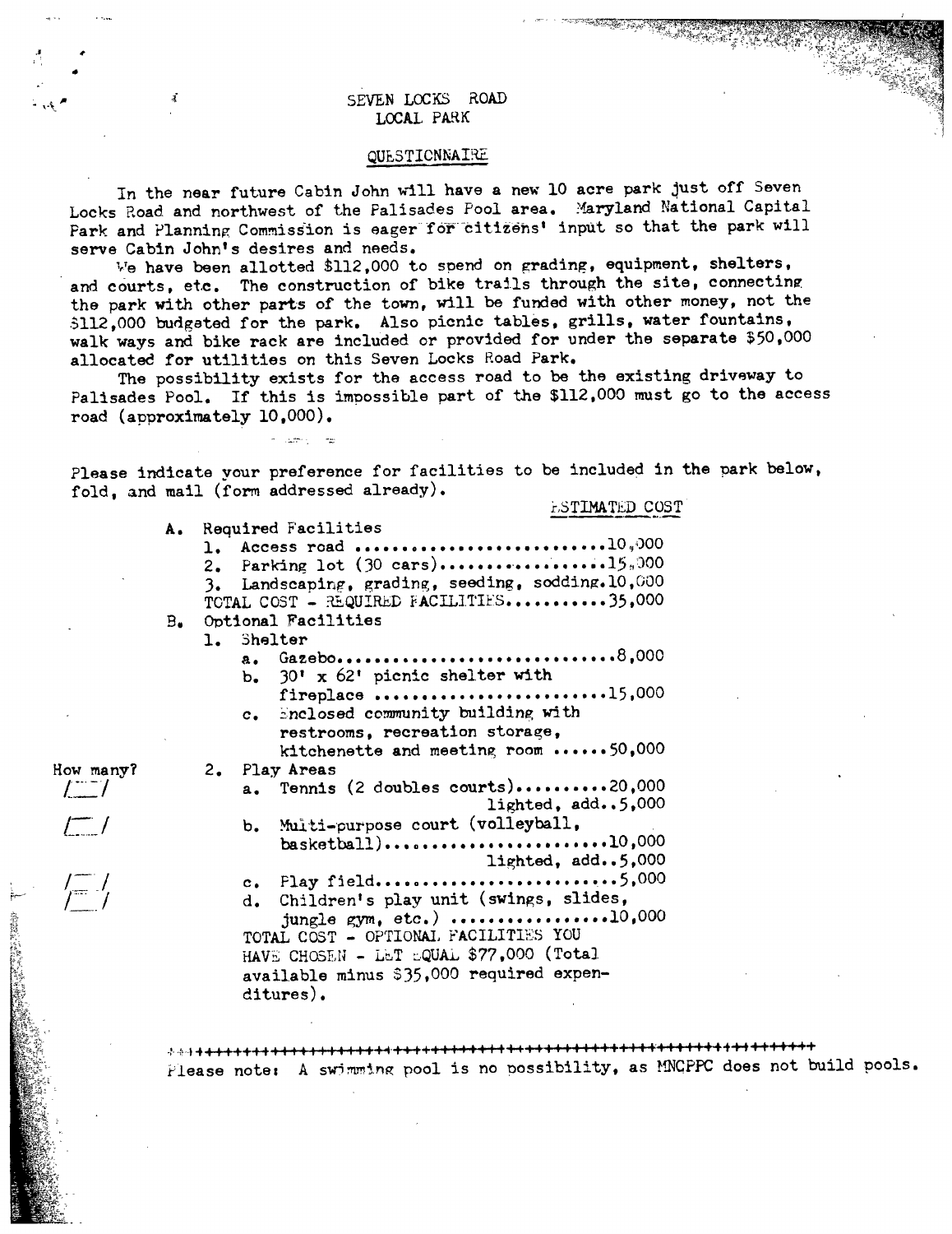# SEVEN LOCKS ROAD
## LOCAL PARK

### QUESTIONNAIRE

In the near future Cabin John will have a new 10 acre park just off Seven Locks Road and northwest of the Palisades Pool area. Maryland National Capital Park and Planning Commission is eager for citizens' input so that the park will serve Cabin John's desires and needs.

We have been allotted $112,000 to spend on grading, equipment, shelters, and courts, etc. The construction of bike trails through the site, connecting the park with other parts of the town, will be funded with other money, not the $112,000 budgeted for the park. Also picnic tables, grills, water fountains, walk ways and bike rack are included or provided for under the separate $50,000 allocated for utilities on this Seven Locks Road Park.

The possibility exists for the access road to be the existing driveway to Palisades Pool. If this is impossible part of the $112,000 must go to the access road (approximately 10,000).

Please indicate your preference for facilities to be included in the park below, fold, and mail (form addressed already).

ESTIMATED COST

A. Required Facilities
   1. Access road ............................10,000
   2. Parking lot (30 cars)..................15,000
   3. Landscaping, grading, seeding, sodding.10,000
   TOTAL COST - REQUIRED FACILITIES..........35,000

B. Optional Facilities
   1. Shelter
      a. Gazebo...............................8,000
      b. 30' x 62' picnic shelter with fireplace .........................15,000
      c. Enclosed community building with restrooms, recreation storage, kitchenette and meeting room ......50,000

How many?

   2. Play Areas
      /__/ a. Tennis (2 doubles courts)..........20,000
               lighted, add..5,000
      /__/ b. Multi-purpose court (volleyball, basketball)........................10,000
               lighted, add..5,000
      /__/ c. Play field..........................5,000
      /__/ d. Children's play unit (swings, slides, jungle gym, etc.) .................10,000

   TOTAL COST - OPTIONAL FACILITIES YOU HAVE CHOSEN - LET EQUAL $77,000 (Total available minus $35,000 required expenditures).

++++++++++++++++++++++++++++++++++++++++++++++++++++++++++++++++++++++++

Please note: A swimming pool is no possibility, as MNCPPC does not build pools.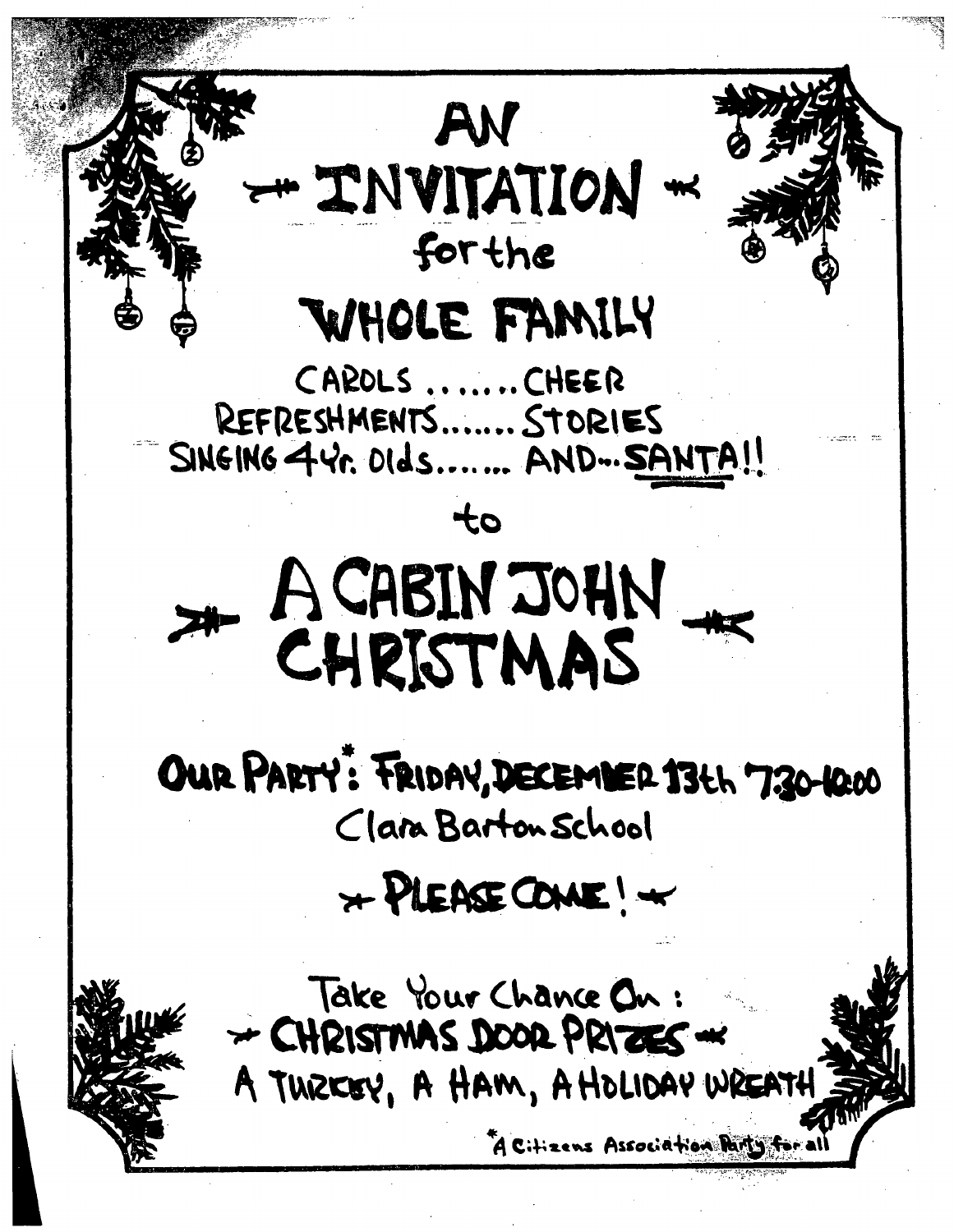# AN INVITATION for the WHOLE FAMILY

CAROLS ....... CHEER
REFRESHMENTS ....... STORIES
SINGING 4 Yr. Olds ....... AND.. SANTA!!

to

# A CABIN JOHN CHRISTMAS

**OUR PARTY*: FRIDAY, DECEMBER 13th 7:30-10:00**
Clara Barton School

**PLEASE COME!**

Take Your Chance On:
**CHRISTMAS DOOR PRIZES**
A TURKEY, A HAM, A HOLIDAY WREATH

*A Citizens Association Party for all